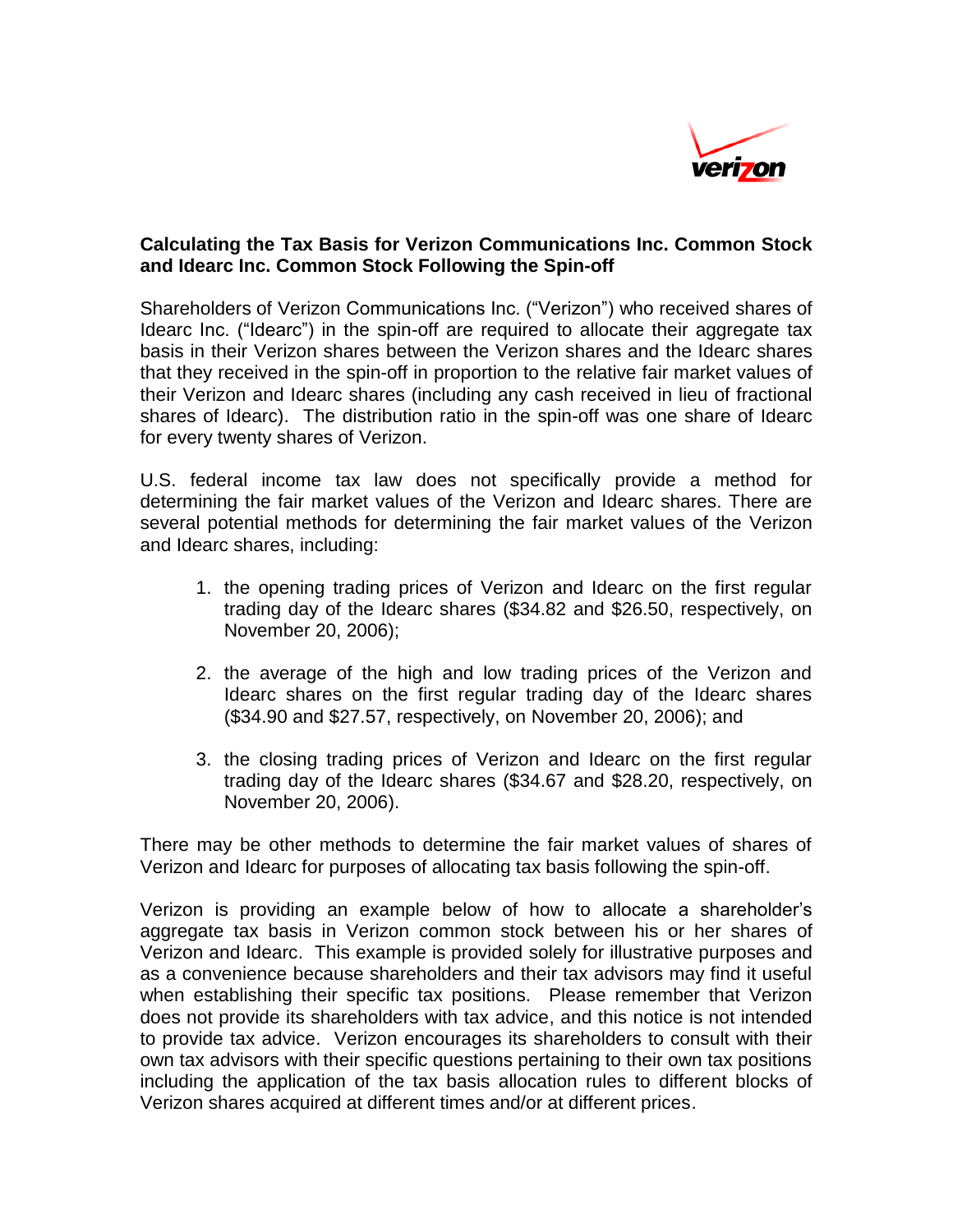## Calculating the Tax Basis for Verizon Communications Inc. Common Stock and Idearc Inc. Common Stock Following the Spin-off

Shareholders of Verizon Communications Inc. ("Verizon") who received shares of Idearc Inc. ("Idearc") in the spin-off are required to allocate their aggregate tax basis in their Verizon shares between the Verizon shares and the Idearc shares that they received in the spin-off in proportion to the relative fair market values of their Verizon and Idearc shares (including any cash received in lieu of fractional shares of Idearc). The distribution ratio in the spin-off was one share of Idearc for every twenty shares of Verizon.

U.S. federal income tax law does not specifically provide a method for determining the fair market values of the Verizon and Idearc shares. There are several potential methods for determining the fair market values of the Verizon and Idearc shares, including:

1. the opening trading prices of Verizon and Idearc on the first regular trading day of the Idearc shares ($34.82 and $26.50, respectively, on November 20, 2006);

2. the average of the high and low trading prices of the Verizon and Idearc shares on the first regular trading day of the Idearc shares ($34.90 and $27.57, respectively, on November 20, 2006); and

3. the closing trading prices of Verizon and Idearc on the first regular trading day of the Idearc shares ($34.67 and $28.20, respectively, on November 20, 2006).

There may be other methods to determine the fair market values of shares of Verizon and Idearc for purposes of allocating tax basis following the spin-off.

Verizon is providing an example below of how to allocate a shareholder's aggregate tax basis in Verizon common stock between his or her shares of Verizon and Idearc. This example is provided solely for illustrative purposes and as a convenience because shareholders and their tax advisors may find it useful when establishing their specific tax positions. Please remember that Verizon does not provide its shareholders with tax advice, and this notice is not intended to provide tax advice. Verizon encourages its shareholders to consult with their own tax advisors with their specific questions pertaining to their own tax positions including the application of the tax basis allocation rules to different blocks of Verizon shares acquired at different times and/or at different prices.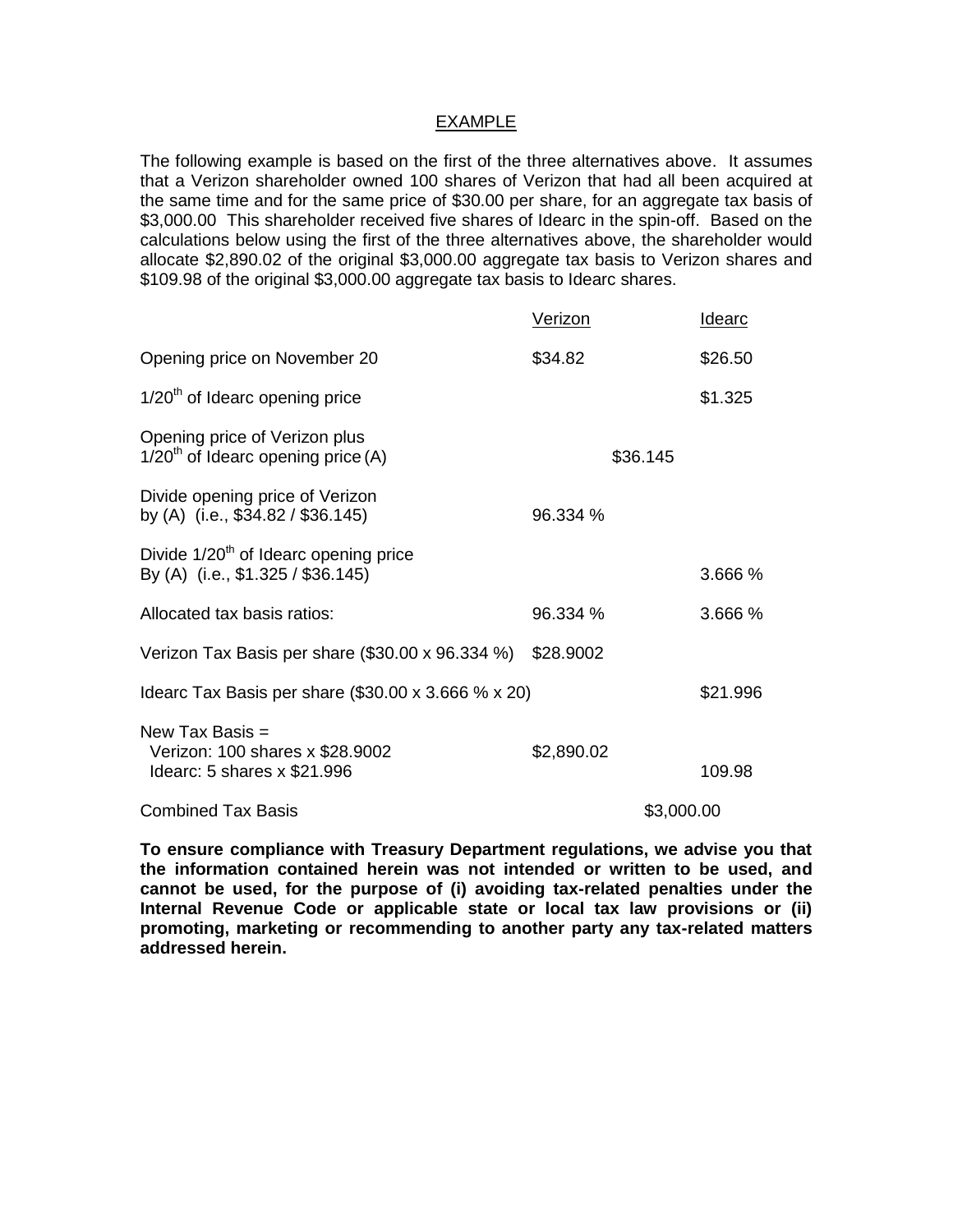## EXAMPLE

The following example is based on the first of the three alternatives above. It assumes that a Verizon shareholder owned 100 shares of Verizon that had all been acquired at the same time and for the same price of $30.00 per share, for an aggregate tax basis of $3,000.00 This shareholder received five shares of Idearc in the spin-off. Based on the calculations below using the first of the three alternatives above, the shareholder would allocate $2,890.02 of the original $3,000.00 aggregate tax basis to Verizon shares and $109.98 of the original $3,000.00 aggregate tax basis to Idearc shares.

| | Verizon | Idearc |
|---|---|---|
| Opening price on November 20 | $34.82 | $26.50 |
| 1/20th of Idearc opening price | | $1.325 |
| Opening price of Verizon plus 1/20th of Idearc opening price (A) | $36.145 | |
| Divide opening price of Verizon by (A) (i.e., $34.82 / $36.145) | 96.334 % | |
| Divide 1/20th of Idearc opening price By (A) (i.e., $1.325 / $36.145) | | 3.666 % |
| Allocated tax basis ratios: | 96.334 % | 3.666 % |
| Verizon Tax Basis per share ($30.00 x 96.334 %) | $28.9002 | |
| Idearc Tax Basis per share ($30.00 x 3.666 % x 20) | | $21.996 |
| New Tax Basis = Verizon: 100 shares x $28.9002 | $2,890.02 | |
| Idearc: 5 shares x $21.996 | | 109.98 |
| Combined Tax Basis | $3,000.00 | |

**To ensure compliance with Treasury Department regulations, we advise you that the information contained herein was not intended or written to be used, and cannot be used, for the purpose of (i) avoiding tax-related penalties under the Internal Revenue Code or applicable state or local tax law provisions or (ii) promoting, marketing or recommending to another party any tax-related matters addressed herein.**